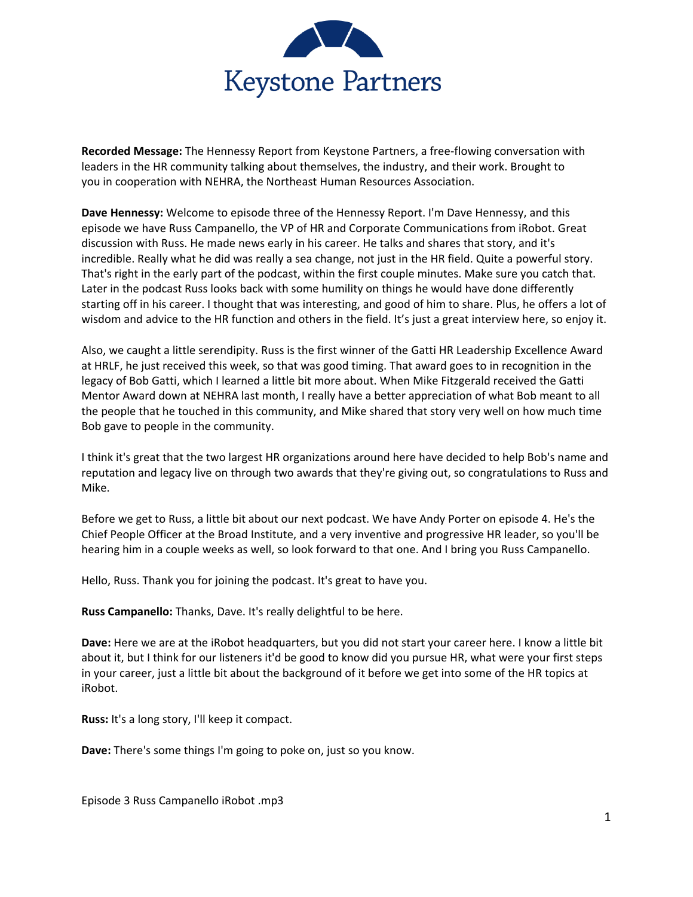**Recorded Message:** The Hennessy Report from Keystone Partners, a free-flowing conversation with leaders in the HR community talking about themselves, the industry, and their work. Brought to you in cooperation with NEHRA, the Northeast Human Resources Association.

**Dave Hennessy:** Welcome to episode three of the Hennessy Report. I'm Dave Hennessy, and this episode we have Russ Campanello, the VP of HR and Corporate Communications from iRobot. Great discussion with Russ. He made news early in his career. He talks and shares that story, and it's incredible. Really what he did was really a sea change, not just in the HR field. Quite a powerful story. That's right in the early part of the podcast, within the first couple minutes. Make sure you catch that. Later in the podcast Russ looks back with some humility on things he would have done differently starting off in his career. I thought that was interesting, and good of him to share. Plus, he offers a lot of wisdom and advice to the HR function and others in the field. It's just a great interview here, so enjoy it.

Also, we caught a little serendipity. Russ is the first winner of the Gatti HR Leadership Excellence Award at HRLF, he just received this week, so that was good timing. That award goes to in recognition in the legacy of Bob Gatti, which I learned a little bit more about. When Mike Fitzgerald received the Gatti Mentor Award down at NEHRA last month, I really have a better appreciation of what Bob meant to all the people that he touched in this community, and Mike shared that story very well on how much time Bob gave to people in the community.

I think it's great that the two largest HR organizations around here have decided to help Bob's name and reputation and legacy live on through two awards that they're giving out, so congratulations to Russ and Mike.

Before we get to Russ, a little bit about our next podcast. We have Andy Porter on episode 4. He's the Chief People Officer at the Broad Institute, and a very inventive and progressive HR leader, so you'll be hearing him in a couple weeks as well, so look forward to that one. And I bring you Russ Campanello.

Hello, Russ. Thank you for joining the podcast. It's great to have you.

**Russ Campanello:** Thanks, Dave. It's really delightful to be here.

**Dave:** Here we are at the iRobot headquarters, but you did not start your career here. I know a little bit about it, but I think for our listeners it'd be good to know did you pursue HR, what were your first steps in your career, just a little bit about the background of it before we get into some of the HR topics at iRobot.

**Russ:** It's a long story, I'll keep it compact.

**Dave:** There's some things I'm going to poke on, just so you know.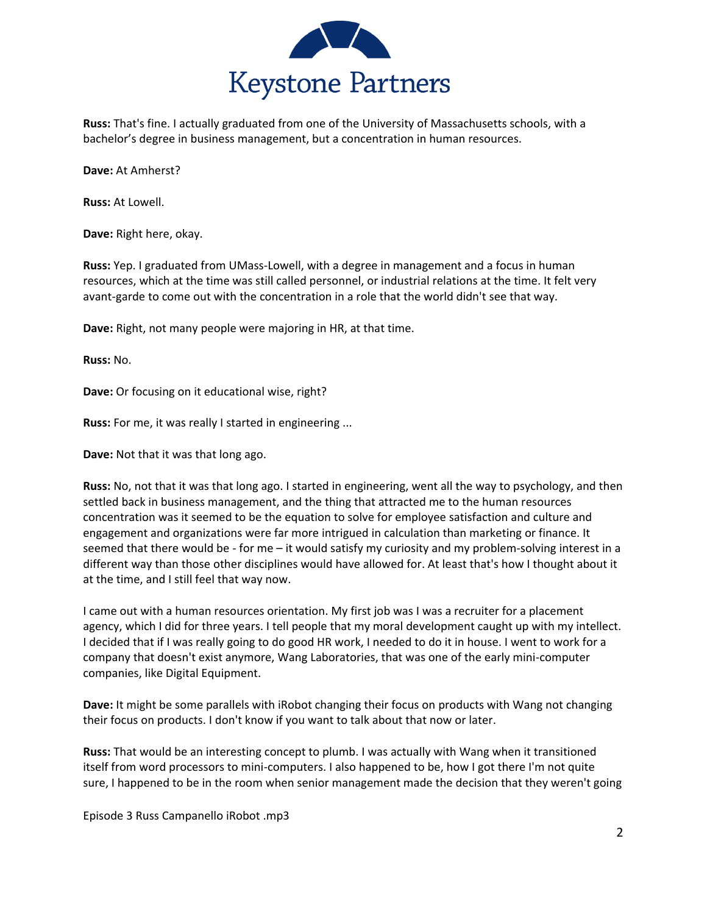**Russ:** That's fine. I actually graduated from one of the University of Massachusetts schools, with a bachelor's degree in business management, but a concentration in human resources.

**Dave:** At Amherst?

**Russ:** At Lowell.

**Dave:** Right here, okay.

**Russ:** Yep. I graduated from UMass-Lowell, with a degree in management and a focus in human resources, which at the time was still called personnel, or industrial relations at the time. It felt very avant-garde to come out with the concentration in a role that the world didn't see that way.

**Dave:** Right, not many people were majoring in HR, at that time.

**Russ:** No.

**Dave:** Or focusing on it educational wise, right?

**Russ:** For me, it was really I started in engineering ...

**Dave:** Not that it was that long ago.

**Russ:** No, not that it was that long ago. I started in engineering, went all the way to psychology, and then settled back in business management, and the thing that attracted me to the human resources concentration was it seemed to be the equation to solve for employee satisfaction and culture and engagement and organizations were far more intrigued in calculation than marketing or finance. It seemed that there would be - for me – it would satisfy my curiosity and my problem-solving interest in a different way than those other disciplines would have allowed for. At least that's how I thought about it at the time, and I still feel that way now.

I came out with a human resources orientation. My first job was I was a recruiter for a placement agency, which I did for three years. I tell people that my moral development caught up with my intellect. I decided that if I was really going to do good HR work, I needed to do it in house. I went to work for a company that doesn't exist anymore, Wang Laboratories, that was one of the early mini-computer companies, like Digital Equipment.

**Dave:** It might be some parallels with iRobot changing their focus on products with Wang not changing their focus on products. I don't know if you want to talk about that now or later.

**Russ:** That would be an interesting concept to plumb. I was actually with Wang when it transitioned itself from word processors to mini-computers. I also happened to be, how I got there I'm not quite sure, I happened to be in the room when senior management made the decision that they weren't going

Episode 3 Russ Campanello iRobot .mp3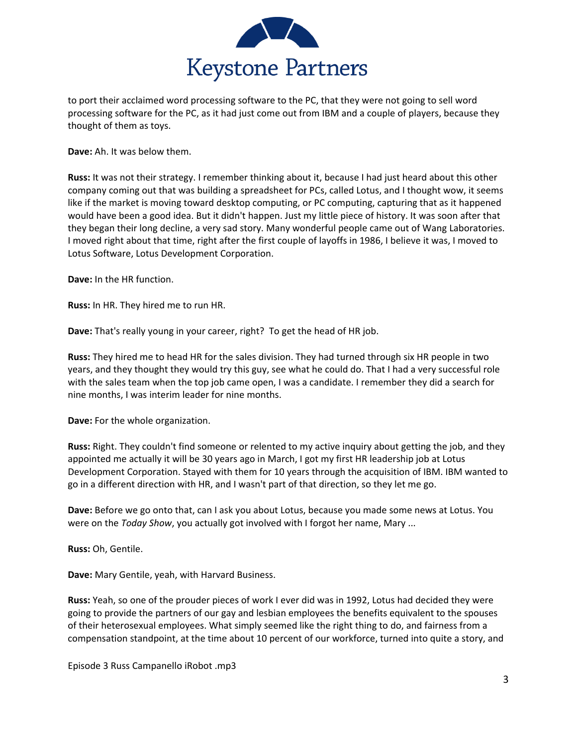to port their acclaimed word processing software to the PC, that they were not going to sell word processing software for the PC, as it had just come out from IBM and a couple of players, because they thought of them as toys.

**Dave:** Ah. It was below them.

**Russ:** It was not their strategy. I remember thinking about it, because I had just heard about this other company coming out that was building a spreadsheet for PCs, called Lotus, and I thought wow, it seems like if the market is moving toward desktop computing, or PC computing, capturing that as it happened would have been a good idea. But it didn't happen. Just my little piece of history. It was soon after that they began their long decline, a very sad story. Many wonderful people came out of Wang Laboratories. I moved right about that time, right after the first couple of layoffs in 1986, I believe it was, I moved to Lotus Software, Lotus Development Corporation.

**Dave:** In the HR function.

**Russ:** In HR. They hired me to run HR.

**Dave:** That's really young in your career, right? To get the head of HR job.

**Russ:** They hired me to head HR for the sales division. They had turned through six HR people in two years, and they thought they would try this guy, see what he could do. That I had a very successful role with the sales team when the top job came open, I was a candidate. I remember they did a search for nine months, I was interim leader for nine months.

**Dave:** For the whole organization.

**Russ:** Right. They couldn't find someone or relented to my active inquiry about getting the job, and they appointed me actually it will be 30 years ago in March, I got my first HR leadership job at Lotus Development Corporation. Stayed with them for 10 years through the acquisition of IBM. IBM wanted to go in a different direction with HR, and I wasn't part of that direction, so they let me go.

**Dave:** Before we go onto that, can I ask you about Lotus, because you made some news at Lotus. You were on the *Today Show*, you actually got involved with I forgot her name, Mary ...

**Russ:** Oh, Gentile.

**Dave:** Mary Gentile, yeah, with Harvard Business.

**Russ:** Yeah, so one of the prouder pieces of work I ever did was in 1992, Lotus had decided they were going to provide the partners of our gay and lesbian employees the benefits equivalent to the spouses of their heterosexual employees. What simply seemed like the right thing to do, and fairness from a compensation standpoint, at the time about 10 percent of our workforce, turned into quite a story, and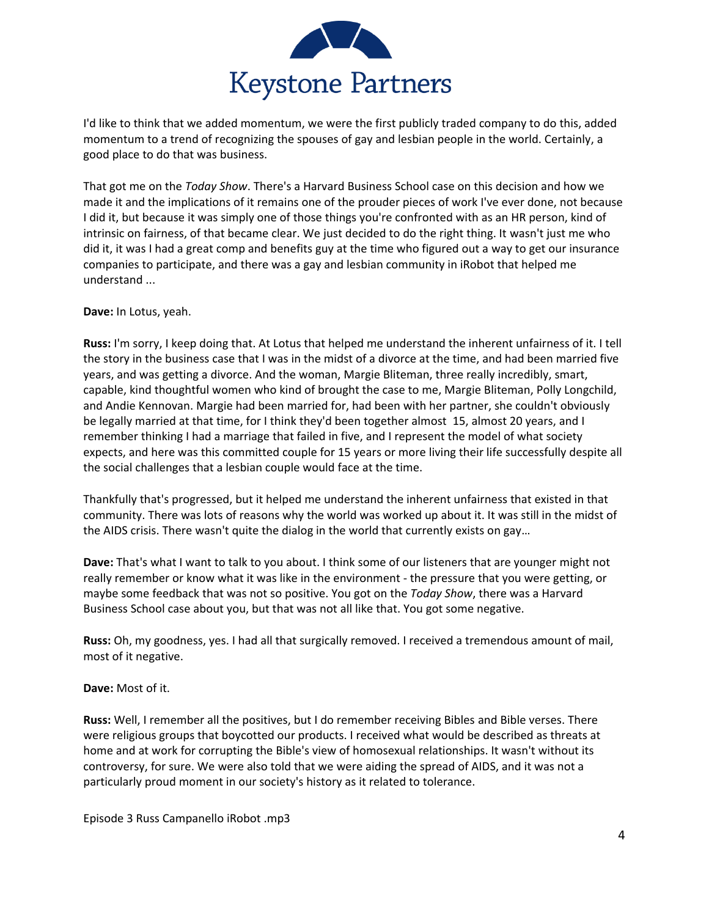I'd like to think that we added momentum, we were the first publicly traded company to do this, added momentum to a trend of recognizing the spouses of gay and lesbian people in the world. Certainly, a good place to do that was business.

That got me on the *Today Show*. There's a Harvard Business School case on this decision and how we made it and the implications of it remains one of the prouder pieces of work I've ever done, not because I did it, but because it was simply one of those things you're confronted with as an HR person, kind of intrinsic on fairness, of that became clear. We just decided to do the right thing. It wasn't just me who did it, it was I had a great comp and benefits guy at the time who figured out a way to get our insurance companies to participate, and there was a gay and lesbian community in iRobot that helped me understand ...

**Dave:** In Lotus, yeah.

**Russ:** I'm sorry, I keep doing that. At Lotus that helped me understand the inherent unfairness of it. I tell the story in the business case that I was in the midst of a divorce at the time, and had been married five years, and was getting a divorce. And the woman, Margie Bliteman, three really incredibly, smart, capable, kind thoughtful women who kind of brought the case to me, Margie Bliteman, Polly Longchild, and Andie Kennovan. Margie had been married for, had been with her partner, she couldn't obviously be legally married at that time, for I think they'd been together almost 15, almost 20 years, and I remember thinking I had a marriage that failed in five, and I represent the model of what society expects, and here was this committed couple for 15 years or more living their life successfully despite all the social challenges that a lesbian couple would face at the time.

Thankfully that's progressed, but it helped me understand the inherent unfairness that existed in that community. There was lots of reasons why the world was worked up about it. It was still in the midst of the AIDS crisis. There wasn't quite the dialog in the world that currently exists on gay…

**Dave:** That's what I want to talk to you about. I think some of our listeners that are younger might not really remember or know what it was like in the environment - the pressure that you were getting, or maybe some feedback that was not so positive. You got on the *Today Show*, there was a Harvard Business School case about you, but that was not all like that. You got some negative.

**Russ:** Oh, my goodness, yes. I had all that surgically removed. I received a tremendous amount of mail, most of it negative.

**Dave:** Most of it.

**Russ:** Well, I remember all the positives, but I do remember receiving Bibles and Bible verses. There were religious groups that boycotted our products. I received what would be described as threats at home and at work for corrupting the Bible's view of homosexual relationships. It wasn't without its controversy, for sure. We were also told that we were aiding the spread of AIDS, and it was not a particularly proud moment in our society's history as it related to tolerance.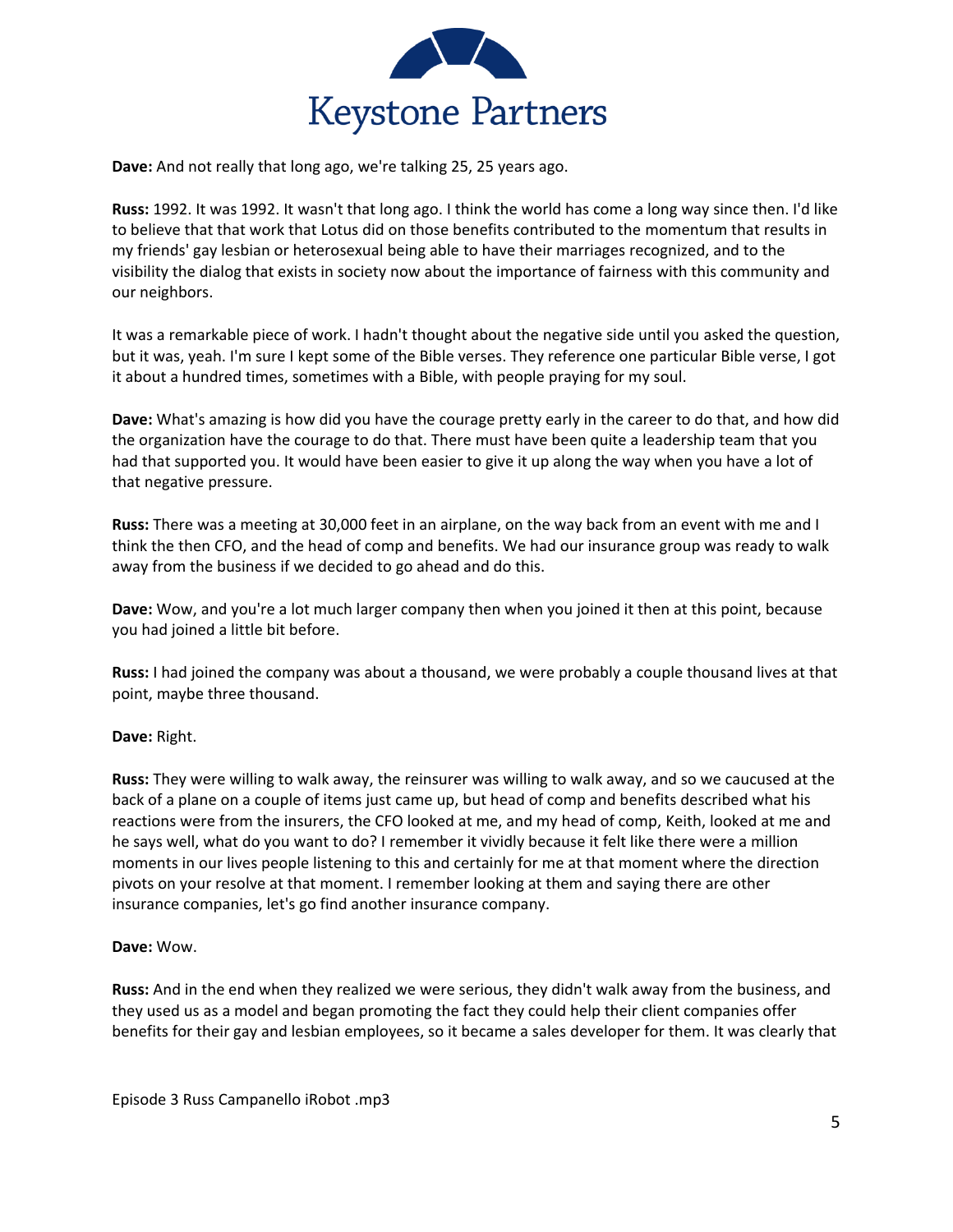**Dave:** And not really that long ago, we're talking 25, 25 years ago.

**Russ:** 1992. It was 1992. It wasn't that long ago. I think the world has come a long way since then. I'd like to believe that that work that Lotus did on those benefits contributed to the momentum that results in my friends' gay lesbian or heterosexual being able to have their marriages recognized, and to the visibility the dialog that exists in society now about the importance of fairness with this community and our neighbors.

It was a remarkable piece of work. I hadn't thought about the negative side until you asked the question, but it was, yeah. I'm sure I kept some of the Bible verses. They reference one particular Bible verse, I got it about a hundred times, sometimes with a Bible, with people praying for my soul.

**Dave:** What's amazing is how did you have the courage pretty early in the career to do that, and how did the organization have the courage to do that. There must have been quite a leadership team that you had that supported you. It would have been easier to give it up along the way when you have a lot of that negative pressure.

**Russ:** There was a meeting at 30,000 feet in an airplane, on the way back from an event with me and I think the then CFO, and the head of comp and benefits. We had our insurance group was ready to walk away from the business if we decided to go ahead and do this.

**Dave:** Wow, and you're a lot much larger company then when you joined it then at this point, because you had joined a little bit before.

**Russ:** I had joined the company was about a thousand, we were probably a couple thousand lives at that point, maybe three thousand.

**Dave:** Right.

**Russ:** They were willing to walk away, the reinsurer was willing to walk away, and so we caucused at the back of a plane on a couple of items just came up, but head of comp and benefits described what his reactions were from the insurers, the CFO looked at me, and my head of comp, Keith, looked at me and he says well, what do you want to do? I remember it vividly because it felt like there were a million moments in our lives people listening to this and certainly for me at that moment where the direction pivots on your resolve at that moment. I remember looking at them and saying there are other insurance companies, let's go find another insurance company.

**Dave:** Wow.

**Russ:** And in the end when they realized we were serious, they didn't walk away from the business, and they used us as a model and began promoting the fact they could help their client companies offer benefits for their gay and lesbian employees, so it became a sales developer for them. It was clearly that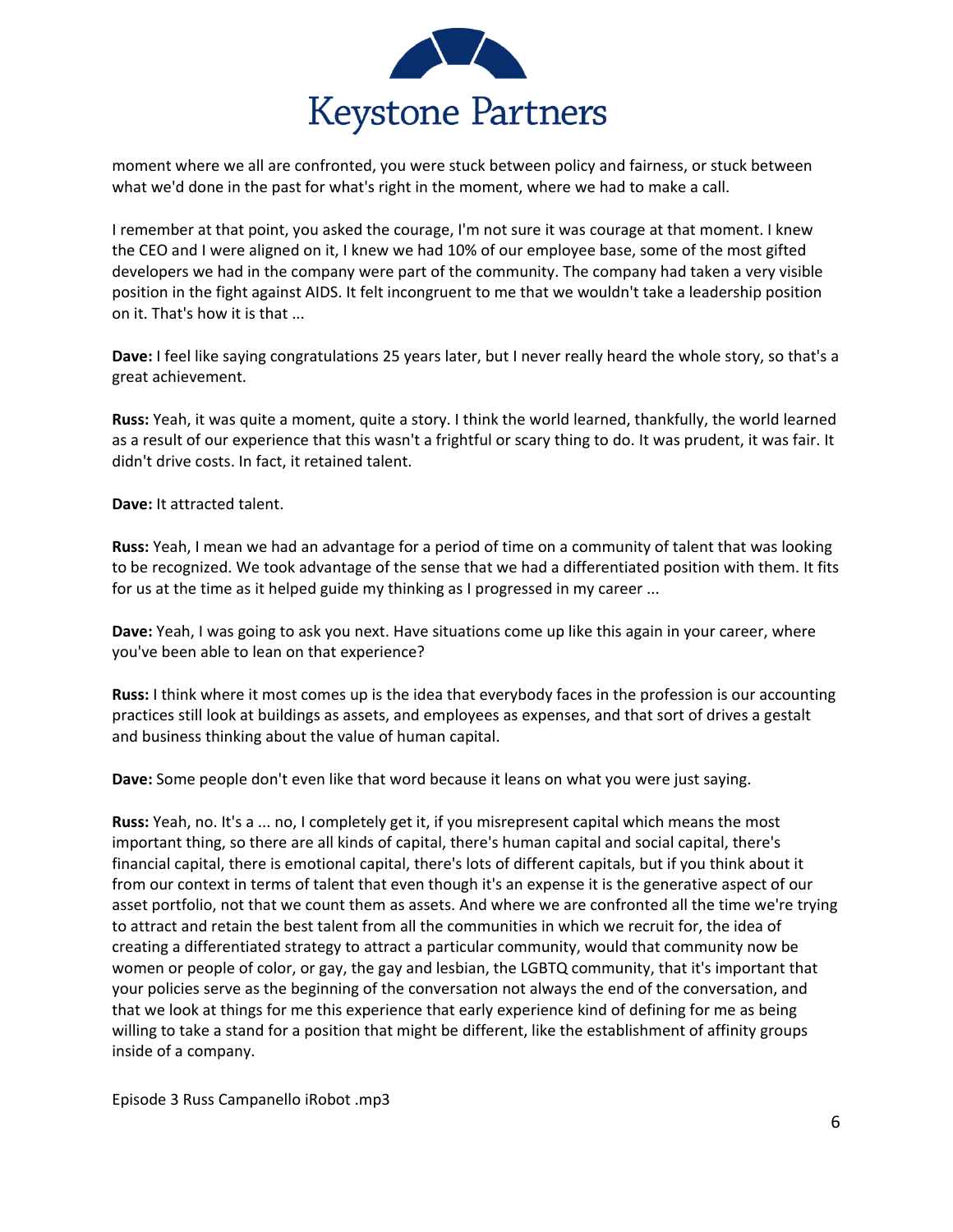moment where we all are confronted, you were stuck between policy and fairness, or stuck between what we'd done in the past for what's right in the moment, where we had to make a call.

I remember at that point, you asked the courage, I'm not sure it was courage at that moment. I knew the CEO and I were aligned on it, I knew we had 10% of our employee base, some of the most gifted developers we had in the company were part of the community. The company had taken a very visible position in the fight against AIDS. It felt incongruent to me that we wouldn't take a leadership position on it. That's how it is that ...

**Dave:** I feel like saying congratulations 25 years later, but I never really heard the whole story, so that's a great achievement.

**Russ:** Yeah, it was quite a moment, quite a story. I think the world learned, thankfully, the world learned as a result of our experience that this wasn't a frightful or scary thing to do. It was prudent, it was fair. It didn't drive costs. In fact, it retained talent.

**Dave:** It attracted talent.

**Russ:** Yeah, I mean we had an advantage for a period of time on a community of talent that was looking to be recognized. We took advantage of the sense that we had a differentiated position with them. It fits for us at the time as it helped guide my thinking as I progressed in my career ...

**Dave:** Yeah, I was going to ask you next. Have situations come up like this again in your career, where you've been able to lean on that experience?

**Russ:** I think where it most comes up is the idea that everybody faces in the profession is our accounting practices still look at buildings as assets, and employees as expenses, and that sort of drives a gestalt and business thinking about the value of human capital.

**Dave:** Some people don't even like that word because it leans on what you were just saying.

**Russ:** Yeah, no. It's a ... no, I completely get it, if you misrepresent capital which means the most important thing, so there are all kinds of capital, there's human capital and social capital, there's financial capital, there is emotional capital, there's lots of different capitals, but if you think about it from our context in terms of talent that even though it's an expense it is the generative aspect of our asset portfolio, not that we count them as assets. And where we are confronted all the time we're trying to attract and retain the best talent from all the communities in which we recruit for, the idea of creating a differentiated strategy to attract a particular community, would that community now be women or people of color, or gay, the gay and lesbian, the LGBTQ community, that it's important that your policies serve as the beginning of the conversation not always the end of the conversation, and that we look at things for me this experience that early experience kind of defining for me as being willing to take a stand for a position that might be different, like the establishment of affinity groups inside of a company.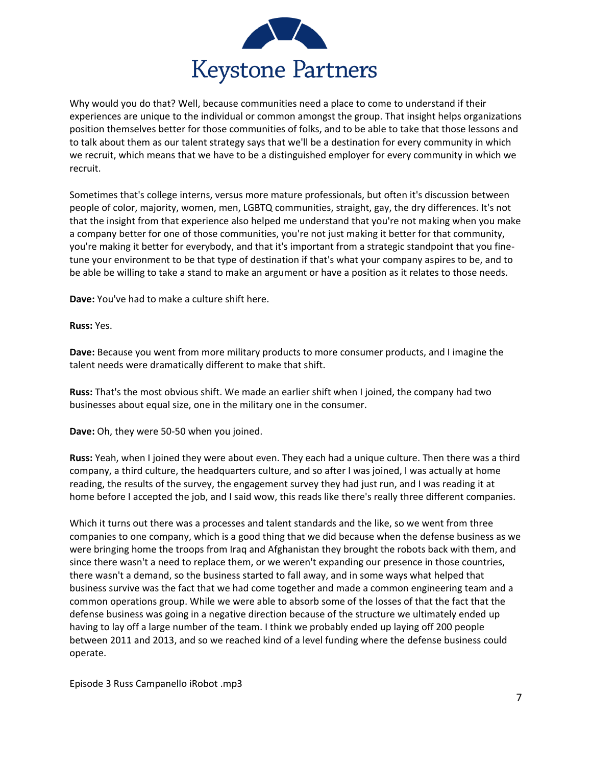Why would you do that? Well, because communities need a place to come to understand if their experiences are unique to the individual or common amongst the group. That insight helps organizations position themselves better for those communities of folks, and to be able to take that those lessons and to talk about them as our talent strategy says that we'll be a destination for every community in which we recruit, which means that we have to be a distinguished employer for every community in which we recruit.

Sometimes that's college interns, versus more mature professionals, but often it's discussion between people of color, majority, women, men, LGBTQ communities, straight, gay, the dry differences. It's not that the insight from that experience also helped me understand that you're not making when you make a company better for one of those communities, you're not just making it better for that community, you're making it better for everybody, and that it's important from a strategic standpoint that you fine-tune your environment to be that type of destination if that's what your company aspires to be, and to be able be willing to take a stand to make an argument or have a position as it relates to those needs.

**Dave:** You've had to make a culture shift here.

**Russ:** Yes.

**Dave:** Because you went from more military products to more consumer products, and I imagine the talent needs were dramatically different to make that shift.

**Russ:** That's the most obvious shift. We made an earlier shift when I joined, the company had two businesses about equal size, one in the military one in the consumer.

**Dave:** Oh, they were 50-50 when you joined.

**Russ:** Yeah, when I joined they were about even. They each had a unique culture. Then there was a third company, a third culture, the headquarters culture, and so after I was joined, I was actually at home reading, the results of the survey, the engagement survey they had just run, and I was reading it at home before I accepted the job, and I said wow, this reads like there's really three different companies.

Which it turns out there was a processes and talent standards and the like, so we went from three companies to one company, which is a good thing that we did because when the defense business as we were bringing home the troops from Iraq and Afghanistan they brought the robots back with them, and since there wasn't a need to replace them, or we weren't expanding our presence in those countries, there wasn't a demand, so the business started to fall away, and in some ways what helped that business survive was the fact that we had come together and made a common engineering team and a common operations group. While we were able to absorb some of the losses of that the fact that the defense business was going in a negative direction because of the structure we ultimately ended up having to lay off a large number of the team. I think we probably ended up laying off 200 people between 2011 and 2013, and so we reached kind of a level funding where the defense business could operate.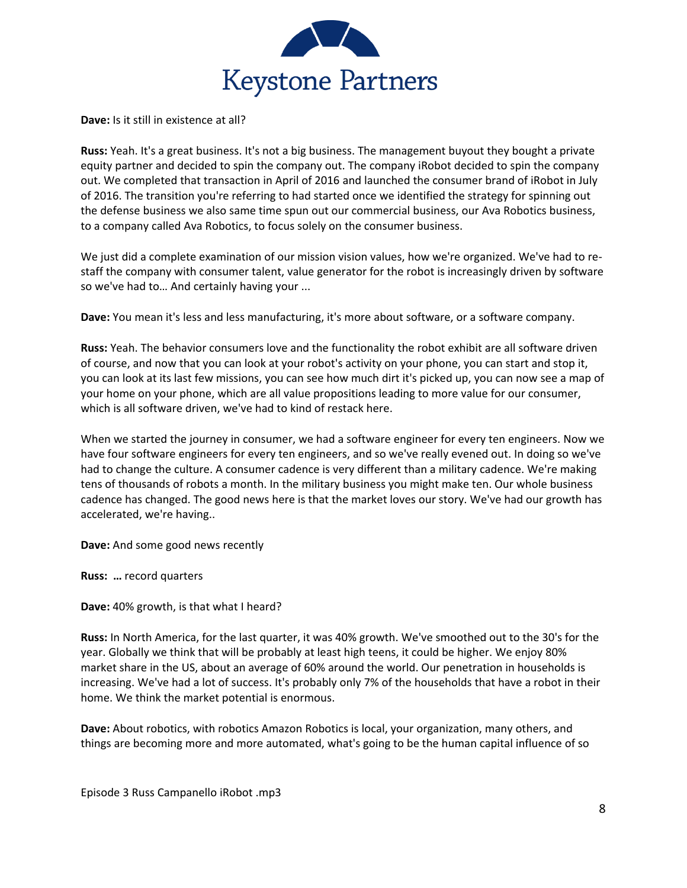**Dave:** Is it still in existence at all?

**Russ:** Yeah. It's a great business. It's not a big business. The management buyout they bought a private equity partner and decided to spin the company out. The company iRobot decided to spin the company out. We completed that transaction in April of 2016 and launched the consumer brand of iRobot in July of 2016. The transition you're referring to had started once we identified the strategy for spinning out the defense business we also same time spun out our commercial business, our Ava Robotics business, to a company called Ava Robotics, to focus solely on the consumer business.

We just did a complete examination of our mission vision values, how we're organized. We've had to re-staff the company with consumer talent, value generator for the robot is increasingly driven by software so we've had to… And certainly having your ...

**Dave:** You mean it's less and less manufacturing, it's more about software, or a software company.

**Russ:** Yeah. The behavior consumers love and the functionality the robot exhibit are all software driven of course, and now that you can look at your robot's activity on your phone, you can start and stop it, you can look at its last few missions, you can see how much dirt it's picked up, you can now see a map of your home on your phone, which are all value propositions leading to more value for our consumer, which is all software driven, we've had to kind of restack here.

When we started the journey in consumer, we had a software engineer for every ten engineers. Now we have four software engineers for every ten engineers, and so we've really evened out. In doing so we've had to change the culture. A consumer cadence is very different than a military cadence. We're making tens of thousands of robots a month. In the military business you might make ten. Our whole business cadence has changed. The good news here is that the market loves our story. We've had our growth has accelerated, we're having..

**Dave:** And some good news recently

**Russ:** **…** record quarters

**Dave:** 40% growth, is that what I heard?

**Russ:** In North America, for the last quarter, it was 40% growth. We've smoothed out to the 30's for the year. Globally we think that will be probably at least high teens, it could be higher. We enjoy 80% market share in the US, about an average of 60% around the world. Our penetration in households is increasing. We've had a lot of success. It's probably only 7% of the households that have a robot in their home. We think the market potential is enormous.

**Dave:** About robotics, with robotics Amazon Robotics is local, your organization, many others, and things are becoming more and more automated, what's going to be the human capital influence of so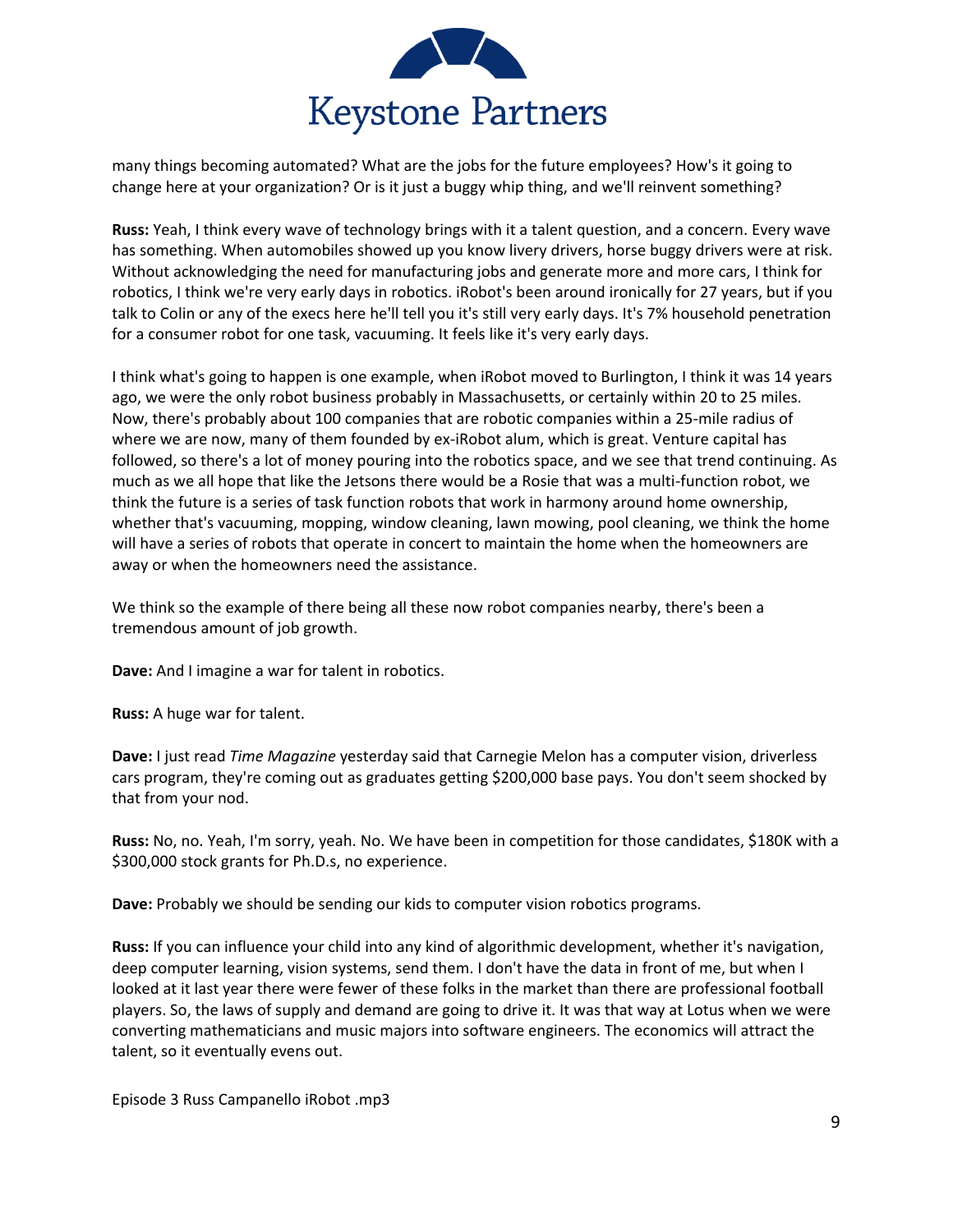many things becoming automated? What are the jobs for the future employees? How's it going to change here at your organization? Or is it just a buggy whip thing, and we'll reinvent something?

**Russ:** Yeah, I think every wave of technology brings with it a talent question, and a concern. Every wave has something. When automobiles showed up you know livery drivers, horse buggy drivers were at risk. Without acknowledging the need for manufacturing jobs and generate more and more cars, I think for robotics, I think we're very early days in robotics. iRobot's been around ironically for 27 years, but if you talk to Colin or any of the execs here he'll tell you it's still very early days. It's 7% household penetration for a consumer robot for one task, vacuuming. It feels like it's very early days.

I think what's going to happen is one example, when iRobot moved to Burlington, I think it was 14 years ago, we were the only robot business probably in Massachusetts, or certainly within 20 to 25 miles. Now, there's probably about 100 companies that are robotic companies within a 25-mile radius of where we are now, many of them founded by ex-iRobot alum, which is great. Venture capital has followed, so there's a lot of money pouring into the robotics space, and we see that trend continuing. As much as we all hope that like the Jetsons there would be a Rosie that was a multi-function robot, we think the future is a series of task function robots that work in harmony around home ownership, whether that's vacuuming, mopping, window cleaning, lawn mowing, pool cleaning, we think the home will have a series of robots that operate in concert to maintain the home when the homeowners are away or when the homeowners need the assistance.

We think so the example of there being all these now robot companies nearby, there's been a tremendous amount of job growth.

**Dave:** And I imagine a war for talent in robotics.

**Russ:** A huge war for talent.

**Dave:** I just read *Time Magazine* yesterday said that Carnegie Melon has a computer vision, driverless cars program, they're coming out as graduates getting $200,000 base pays. You don't seem shocked by that from your nod.

**Russ:** No, no. Yeah, I'm sorry, yeah. No. We have been in competition for those candidates, $180K with a $300,000 stock grants for Ph.D.s, no experience.

**Dave:** Probably we should be sending our kids to computer vision robotics programs.

**Russ:** If you can influence your child into any kind of algorithmic development, whether it's navigation, deep computer learning, vision systems, send them. I don't have the data in front of me, but when I looked at it last year there were fewer of these folks in the market than there are professional football players. So, the laws of supply and demand are going to drive it. It was that way at Lotus when we were converting mathematicians and music majors into software engineers. The economics will attract the talent, so it eventually evens out.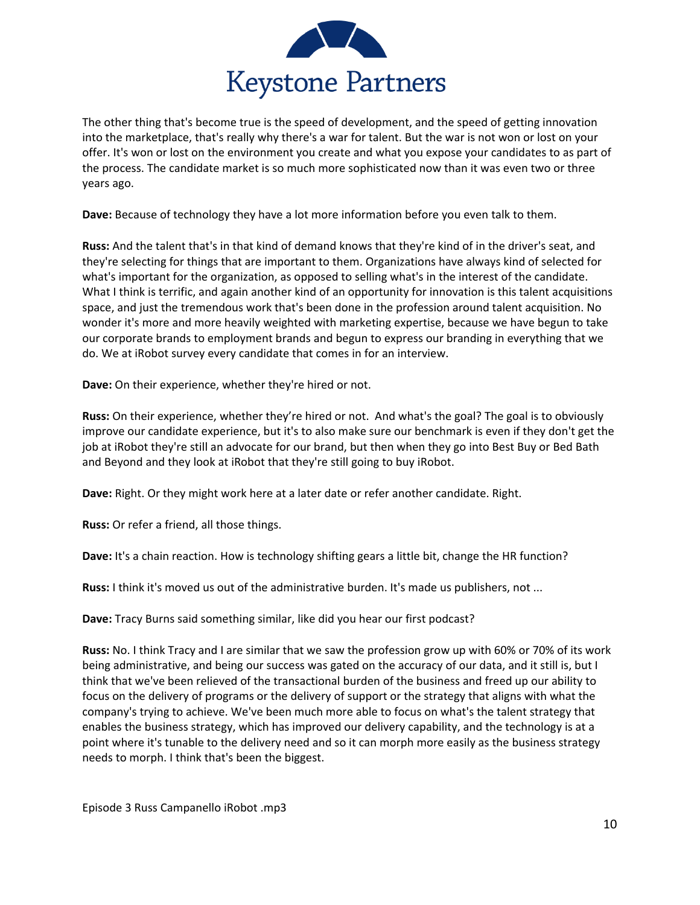The other thing that's become true is the speed of development, and the speed of getting innovation into the marketplace, that's really why there's a war for talent. But the war is not won or lost on your offer. It's won or lost on the environment you create and what you expose your candidates to as part of the process. The candidate market is so much more sophisticated now than it was even two or three years ago.

**Dave:** Because of technology they have a lot more information before you even talk to them.

**Russ:** And the talent that's in that kind of demand knows that they're kind of in the driver's seat, and they're selecting for things that are important to them. Organizations have always kind of selected for what's important for the organization, as opposed to selling what's in the interest of the candidate. What I think is terrific, and again another kind of an opportunity for innovation is this talent acquisitions space, and just the tremendous work that's been done in the profession around talent acquisition. No wonder it's more and more heavily weighted with marketing expertise, because we have begun to take our corporate brands to employment brands and begun to express our branding in everything that we do. We at iRobot survey every candidate that comes in for an interview.

**Dave:** On their experience, whether they're hired or not.

**Russ:** On their experience, whether they're hired or not. And what's the goal? The goal is to obviously improve our candidate experience, but it's to also make sure our benchmark is even if they don't get the job at iRobot they're still an advocate for our brand, but then when they go into Best Buy or Bed Bath and Beyond and they look at iRobot that they're still going to buy iRobot.

**Dave:** Right. Or they might work here at a later date or refer another candidate. Right.

**Russ:** Or refer a friend, all those things.

**Dave:** It's a chain reaction. How is technology shifting gears a little bit, change the HR function?

**Russ:** I think it's moved us out of the administrative burden. It's made us publishers, not ...

**Dave:** Tracy Burns said something similar, like did you hear our first podcast?

**Russ:** No. I think Tracy and I are similar that we saw the profession grow up with 60% or 70% of its work being administrative, and being our success was gated on the accuracy of our data, and it still is, but I think that we've been relieved of the transactional burden of the business and freed up our ability to focus on the delivery of programs or the delivery of support or the strategy that aligns with what the company's trying to achieve. We've been much more able to focus on what's the talent strategy that enables the business strategy, which has improved our delivery capability, and the technology is at a point where it's tunable to the delivery need and so it can morph more easily as the business strategy needs to morph. I think that's been the biggest.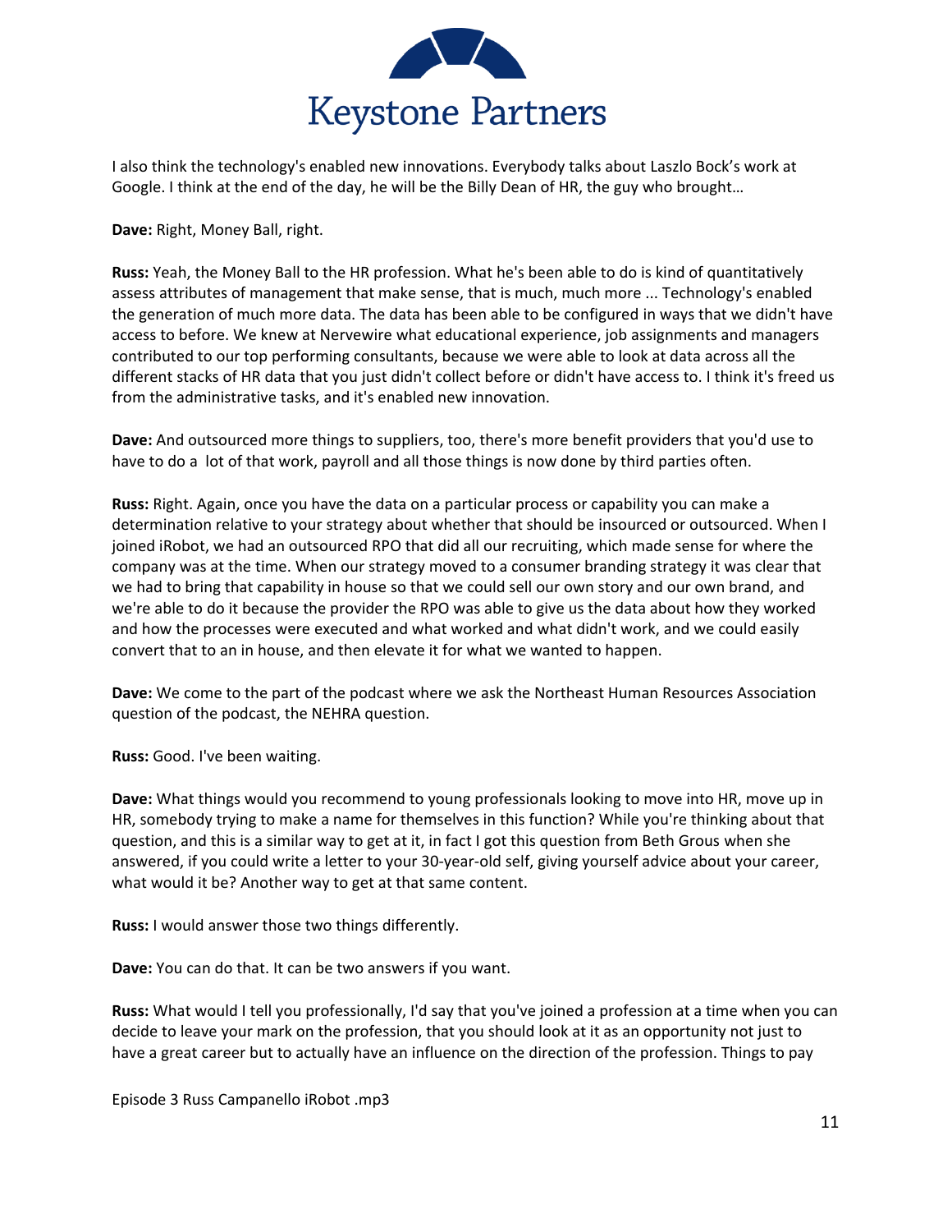I also think the technology's enabled new innovations. Everybody talks about Laszlo Bock's work at Google. I think at the end of the day, he will be the Billy Dean of HR, the guy who brought…

**Dave:** Right, Money Ball, right.

**Russ:** Yeah, the Money Ball to the HR profession. What he's been able to do is kind of quantitatively assess attributes of management that make sense, that is much, much more ... Technology's enabled the generation of much more data. The data has been able to be configured in ways that we didn't have access to before. We knew at Nervewire what educational experience, job assignments and managers contributed to our top performing consultants, because we were able to look at data across all the different stacks of HR data that you just didn't collect before or didn't have access to. I think it's freed us from the administrative tasks, and it's enabled new innovation.

**Dave:** And outsourced more things to suppliers, too, there's more benefit providers that you'd use to have to do a lot of that work, payroll and all those things is now done by third parties often.

**Russ:** Right. Again, once you have the data on a particular process or capability you can make a determination relative to your strategy about whether that should be insourced or outsourced. When I joined iRobot, we had an outsourced RPO that did all our recruiting, which made sense for where the company was at the time. When our strategy moved to a consumer branding strategy it was clear that we had to bring that capability in house so that we could sell our own story and our own brand, and we're able to do it because the provider the RPO was able to give us the data about how they worked and how the processes were executed and what worked and what didn't work, and we could easily convert that to an in house, and then elevate it for what we wanted to happen.

**Dave:** We come to the part of the podcast where we ask the Northeast Human Resources Association question of the podcast, the NEHRA question.

**Russ:** Good. I've been waiting.

**Dave:** What things would you recommend to young professionals looking to move into HR, move up in HR, somebody trying to make a name for themselves in this function? While you're thinking about that question, and this is a similar way to get at it, in fact I got this question from Beth Grous when she answered, if you could write a letter to your 30-year-old self, giving yourself advice about your career, what would it be? Another way to get at that same content.

**Russ:** I would answer those two things differently.

**Dave:** You can do that. It can be two answers if you want.

**Russ:** What would I tell you professionally, I'd say that you've joined a profession at a time when you can decide to leave your mark on the profession, that you should look at it as an opportunity not just to have a great career but to actually have an influence on the direction of the profession. Things to pay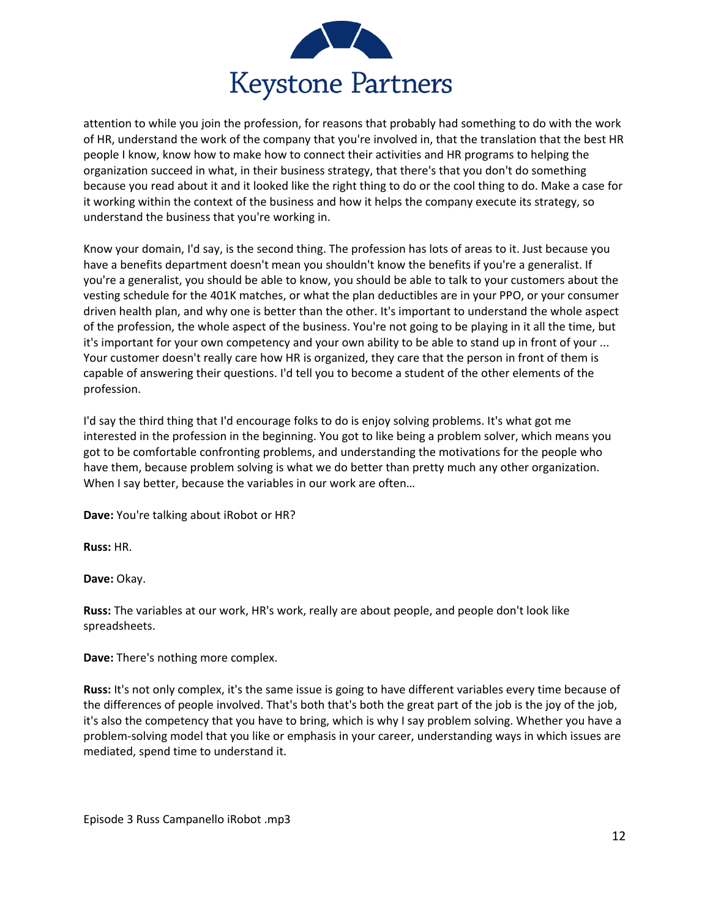attention to while you join the profession, for reasons that probably had something to do with the work of HR, understand the work of the company that you're involved in, that the translation that the best HR people I know, know how to make how to connect their activities and HR programs to helping the organization succeed in what, in their business strategy, that there's that you don't do something because you read about it and it looked like the right thing to do or the cool thing to do. Make a case for it working within the context of the business and how it helps the company execute its strategy, so understand the business that you're working in.

Know your domain, I'd say, is the second thing. The profession has lots of areas to it. Just because you have a benefits department doesn't mean you shouldn't know the benefits if you're a generalist. If you're a generalist, you should be able to know, you should be able to talk to your customers about the vesting schedule for the 401K matches, or what the plan deductibles are in your PPO, or your consumer driven health plan, and why one is better than the other. It's important to understand the whole aspect of the profession, the whole aspect of the business. You're not going to be playing in it all the time, but it's important for your own competency and your own ability to be able to stand up in front of your ... Your customer doesn't really care how HR is organized, they care that the person in front of them is capable of answering their questions. I'd tell you to become a student of the other elements of the profession.

I'd say the third thing that I'd encourage folks to do is enjoy solving problems. It's what got me interested in the profession in the beginning. You got to like being a problem solver, which means you got to be comfortable confronting problems, and understanding the motivations for the people who have them, because problem solving is what we do better than pretty much any other organization. When I say better, because the variables in our work are often…

**Dave:** You're talking about iRobot or HR?

**Russ:** HR.

**Dave:** Okay.

**Russ:** The variables at our work, HR's work, really are about people, and people don't look like spreadsheets.

**Dave:** There's nothing more complex.

**Russ:** It's not only complex, it's the same issue is going to have different variables every time because of the differences of people involved. That's both that's both the great part of the job is the joy of the job, it's also the competency that you have to bring, which is why I say problem solving. Whether you have a problem-solving model that you like or emphasis in your career, understanding ways in which issues are mediated, spend time to understand it.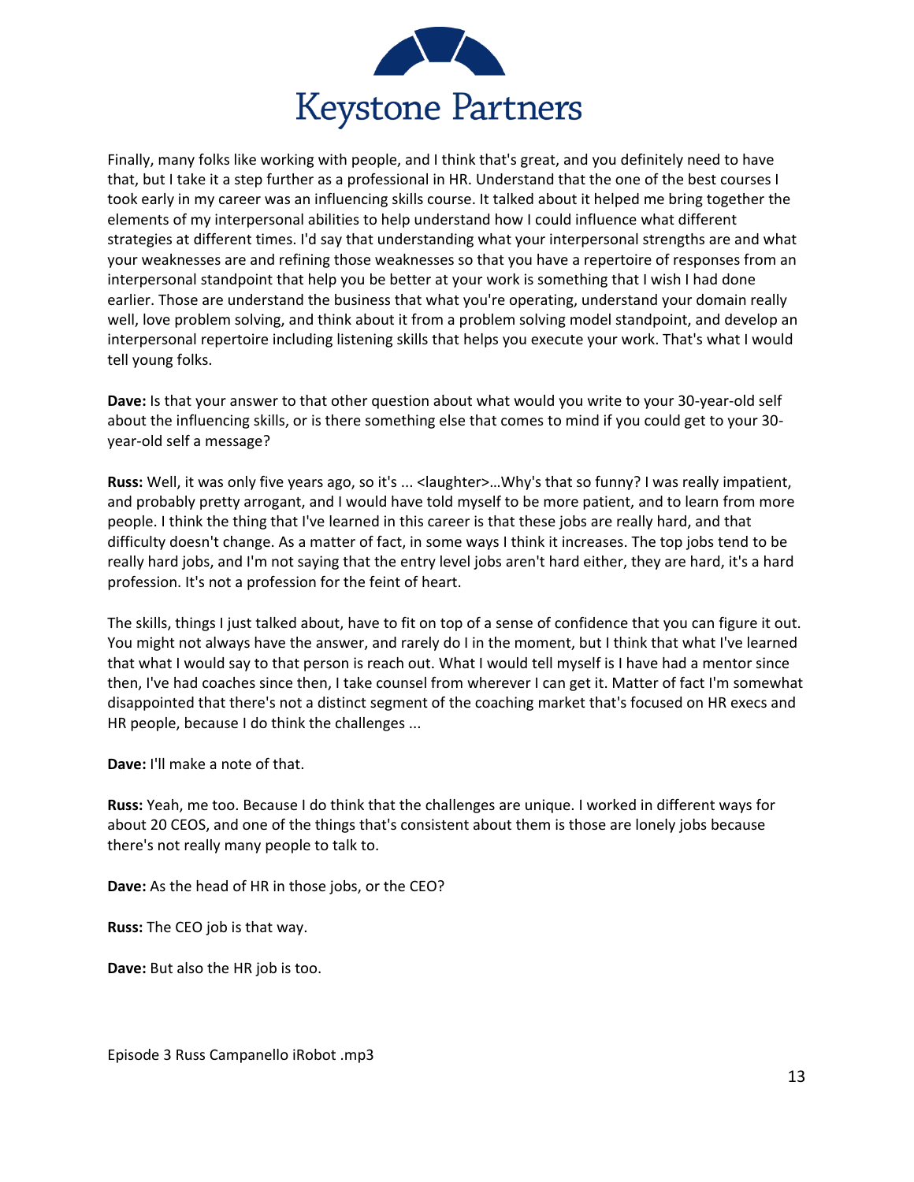Finally, many folks like working with people, and I think that's great, and you definitely need to have that, but I take it a step further as a professional in HR. Understand that the one of the best courses I took early in my career was an influencing skills course. It talked about it helped me bring together the elements of my interpersonal abilities to help understand how I could influence what different strategies at different times. I'd say that understanding what your interpersonal strengths are and what your weaknesses are and refining those weaknesses so that you have a repertoire of responses from an interpersonal standpoint that help you be better at your work is something that I wish I had done earlier. Those are understand the business that what you're operating, understand your domain really well, love problem solving, and think about it from a problem solving model standpoint, and develop an interpersonal repertoire including listening skills that helps you execute your work. That's what I would tell young folks.

**Dave:** Is that your answer to that other question about what would you write to your 30-year-old self about the influencing skills, or is there something else that comes to mind if you could get to your 30-year-old self a message?

**Russ:** Well, it was only five years ago, so it's ... <laughter>…Why's that so funny? I was really impatient, and probably pretty arrogant, and I would have told myself to be more patient, and to learn from more people. I think the thing that I've learned in this career is that these jobs are really hard, and that difficulty doesn't change. As a matter of fact, in some ways I think it increases. The top jobs tend to be really hard jobs, and I'm not saying that the entry level jobs aren't hard either, they are hard, it's a hard profession. It's not a profession for the feint of heart.

The skills, things I just talked about, have to fit on top of a sense of confidence that you can figure it out. You might not always have the answer, and rarely do I in the moment, but I think that what I've learned that what I would say to that person is reach out. What I would tell myself is I have had a mentor since then, I've had coaches since then, I take counsel from wherever I can get it. Matter of fact I'm somewhat disappointed that there's not a distinct segment of the coaching market that's focused on HR execs and HR people, because I do think the challenges ...

**Dave:** I'll make a note of that.

**Russ:** Yeah, me too. Because I do think that the challenges are unique. I worked in different ways for about 20 CEOS, and one of the things that's consistent about them is those are lonely jobs because there's not really many people to talk to.

**Dave:** As the head of HR in those jobs, or the CEO?

**Russ:** The CEO job is that way.

**Dave:** But also the HR job is too.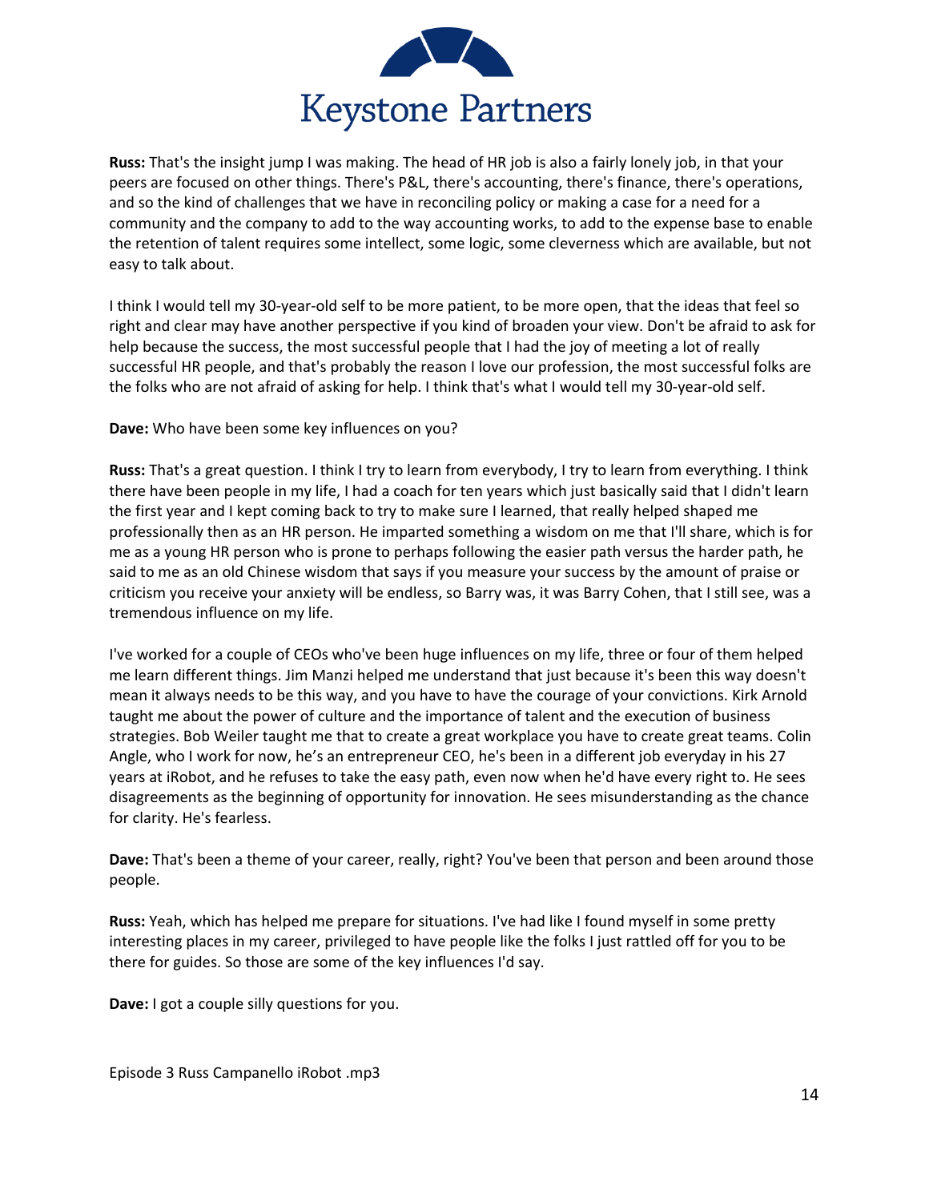**Russ:** That's the insight jump I was making. The head of HR job is also a fairly lonely job, in that your peers are focused on other things. There's P&L, there's accounting, there's finance, there's operations, and so the kind of challenges that we have in reconciling policy or making a case for a need for a community and the company to add to the way accounting works, to add to the expense base to enable the retention of talent requires some intellect, some logic, some cleverness which are available, but not easy to talk about.

I think I would tell my 30-year-old self to be more patient, to be more open, that the ideas that feel so right and clear may have another perspective if you kind of broaden your view. Don't be afraid to ask for help because the success, the most successful people that I had the joy of meeting a lot of really successful HR people, and that's probably the reason I love our profession, the most successful folks are the folks who are not afraid of asking for help. I think that's what I would tell my 30-year-old self.

**Dave:** Who have been some key influences on you?

**Russ:** That's a great question. I think I try to learn from everybody, I try to learn from everything. I think there have been people in my life, I had a coach for ten years which just basically said that I didn't learn the first year and I kept coming back to try to make sure I learned, that really helped shaped me professionally then as an HR person. He imparted something a wisdom on me that I'll share, which is for me as a young HR person who is prone to perhaps following the easier path versus the harder path, he said to me as an old Chinese wisdom that says if you measure your success by the amount of praise or criticism you receive your anxiety will be endless, so Barry was, it was Barry Cohen, that I still see, was a tremendous influence on my life.

I've worked for a couple of CEOs who've been huge influences on my life, three or four of them helped me learn different things. Jim Manzi helped me understand that just because it's been this way doesn't mean it always needs to be this way, and you have to have the courage of your convictions. Kirk Arnold taught me about the power of culture and the importance of talent and the execution of business strategies. Bob Weiler taught me that to create a great workplace you have to create great teams. Colin Angle, who I work for now, he's an entrepreneur CEO, he's been in a different job everyday in his 27 years at iRobot, and he refuses to take the easy path, even now when he'd have every right to. He sees disagreements as the beginning of opportunity for innovation. He sees misunderstanding as the chance for clarity. He's fearless.

**Dave:** That's been a theme of your career, really, right? You've been that person and been around those people.

**Russ:** Yeah, which has helped me prepare for situations. I've had like I found myself in some pretty interesting places in my career, privileged to have people like the folks I just rattled off for you to be there for guides. So those are some of the key influences I'd say.

**Dave:** I got a couple silly questions for you.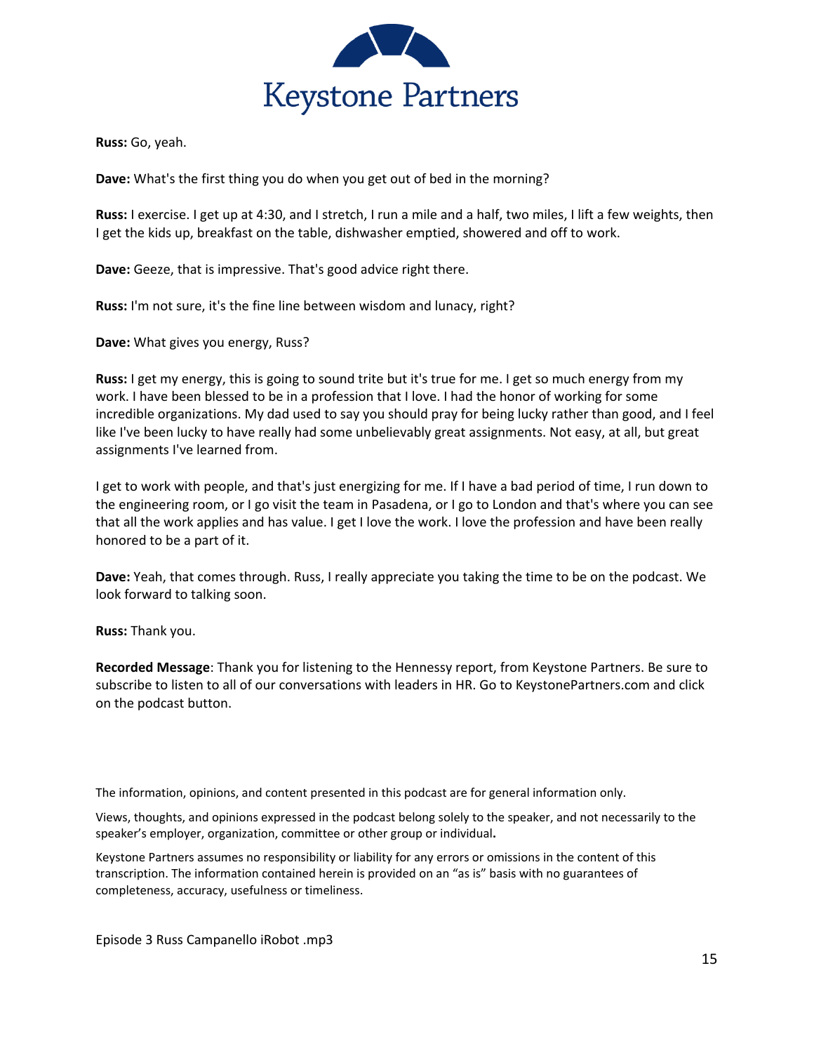**Russ:** Go, yeah.

**Dave:** What's the first thing you do when you get out of bed in the morning?

**Russ:** I exercise. I get up at 4:30, and I stretch, I run a mile and a half, two miles, I lift a few weights, then I get the kids up, breakfast on the table, dishwasher emptied, showered and off to work.

**Dave:** Geeze, that is impressive. That's good advice right there.

**Russ:** I'm not sure, it's the fine line between wisdom and lunacy, right?

**Dave:** What gives you energy, Russ?

**Russ:** I get my energy, this is going to sound trite but it's true for me. I get so much energy from my work. I have been blessed to be in a profession that I love. I had the honor of working for some incredible organizations. My dad used to say you should pray for being lucky rather than good, and I feel like I've been lucky to have really had some unbelievably great assignments. Not easy, at all, but great assignments I've learned from.

I get to work with people, and that's just energizing for me. If I have a bad period of time, I run down to the engineering room, or I go visit the team in Pasadena, or I go to London and that's where you can see that all the work applies and has value. I get I love the work. I love the profession and have been really honored to be a part of it.

**Dave:** Yeah, that comes through. Russ, I really appreciate you taking the time to be on the podcast. We look forward to talking soon.

**Russ:** Thank you.

**Recorded Message**: Thank you for listening to the Hennessy report, from Keystone Partners. Be sure to subscribe to listen to all of our conversations with leaders in HR. Go to KeystonePartners.com and click on the podcast button.

The information, opinions, and content presented in this podcast are for general information only.

Views, thoughts, and opinions expressed in the podcast belong solely to the speaker, and not necessarily to the speaker's employer, organization, committee or other group or individual**.**

Keystone Partners assumes no responsibility or liability for any errors or omissions in the content of this transcription. The information contained herein is provided on an "as is" basis with no guarantees of completeness, accuracy, usefulness or timeliness.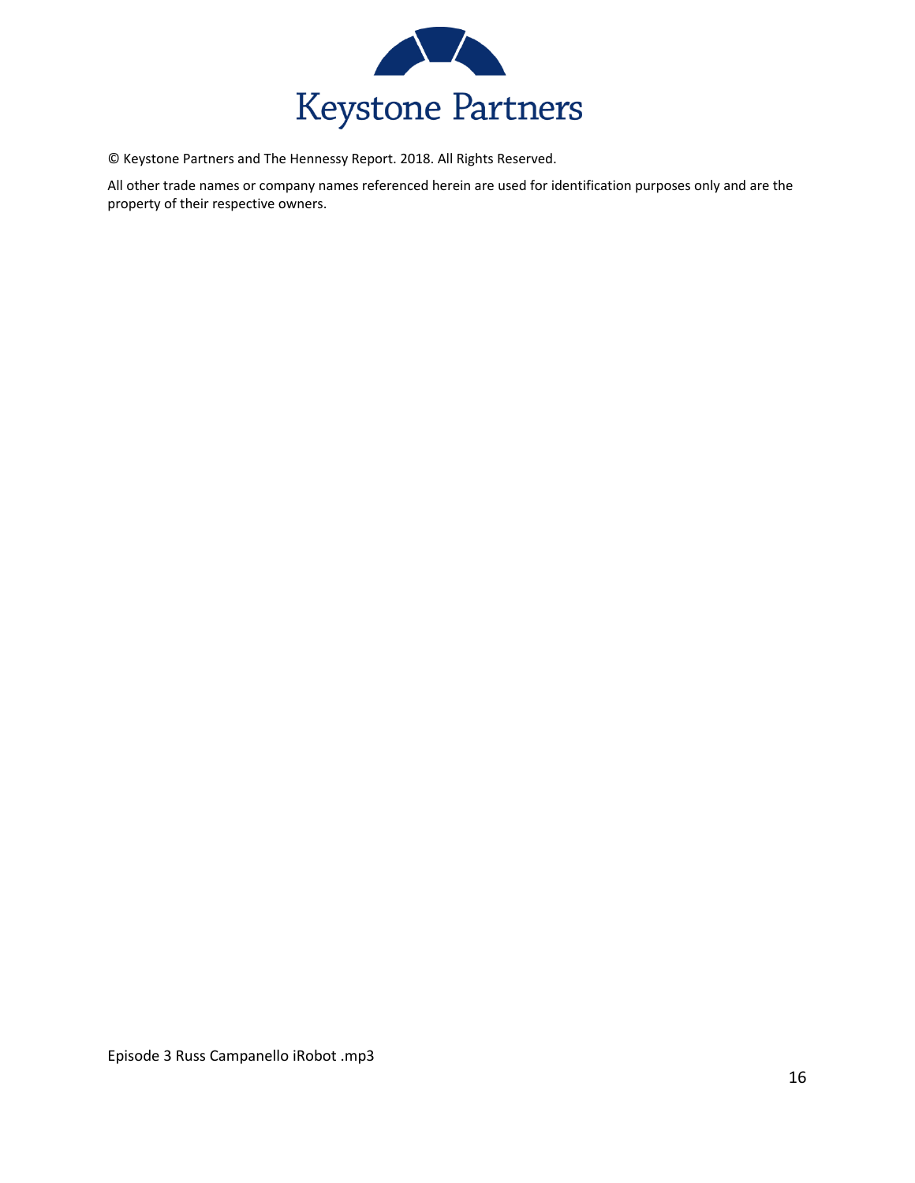Keystone Partners

© Keystone Partners and The Hennessy Report. 2018. All Rights Reserved.

All other trade names or company names referenced herein are used for identification purposes only and are the property of their respective owners.